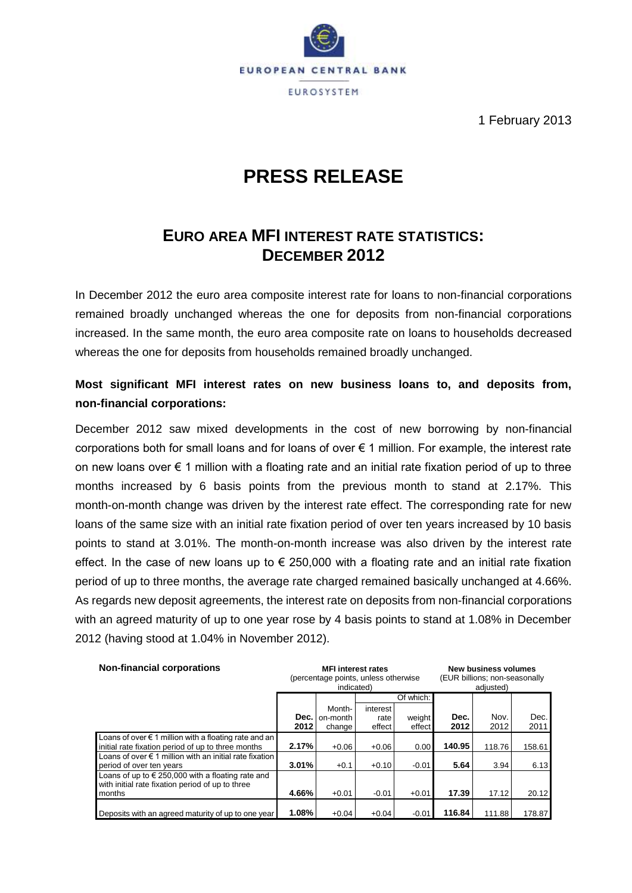EUROPEAN CENTRAL BANK

EUROSYSTEM

1 February 2013

# PRESS RELEASE

## EURO AREA MFI INTEREST RATE STATISTICS: DECEMBER 2012

In December 2012 the euro area composite interest rate for loans to non-financial corporations remained broadly unchanged whereas the one for deposits from non-financial corporations increased. In the same month, the euro area composite rate on loans to households decreased whereas the one for deposits from households remained broadly unchanged.

**Most significant MFI interest rates on new business loans to, and deposits from, non-financial corporations:**

December 2012 saw mixed developments in the cost of new borrowing by non-financial corporations both for small loans and for loans of over € 1 million. For example, the interest rate on new loans over € 1 million with a floating rate and an initial rate fixation period of up to three months increased by 6 basis points from the previous month to stand at 2.17%. This month-on-month change was driven by the interest rate effect. The corresponding rate for new loans of the same size with an initial rate fixation period of over ten years increased by 10 basis points to stand at 3.01%. The month-on-month increase was also driven by the interest rate effect. In the case of new loans up to € 250,000 with a floating rate and an initial rate fixation period of up to three months, the average rate charged remained basically unchanged at 4.66%. As regards new deposit agreements, the interest rate on deposits from non-financial corporations with an agreed maturity of up to one year rose by 4 basis points to stand at 1.08% in December 2012 (having stood at 1.04% in November 2012).

| **Non-financial corporations** | **MFI interest rates** (percentage points, unless otherwise indicated) | | | | **New business volumes** (EUR billions; non-seasonally adjusted) | | |
|---|---|---|---|---|---|---|---|
| | | | Of which: | | | | |
| | **Dec. 2012** | Month-on-month change | interest rate effect | weight effect | **Dec. 2012** | Nov. 2012 | Dec. 2011 |
| Loans of over € 1 million with a floating rate and an initial rate fixation period of up to three months | **2.17%** | +0.06 | +0.06 | 0.00 | **140.95** | 118.76 | 158.61 |
| Loans of over € 1 million with an initial rate fixation period of over ten years | **3.01%** | +0.1 | +0.10 | -0.01 | **5.64** | 3.94 | 6.13 |
| Loans of up to € 250,000 with a floating rate and with initial rate fixation period of up to three months | **4.66%** | +0.01 | -0.01 | +0.01 | **17.39** | 17.12 | 20.12 |
| Deposits with an agreed maturity of up to one year | **1.08%** | +0.04 | +0.04 | -0.01 | **116.84** | 111.88 | 178.87 |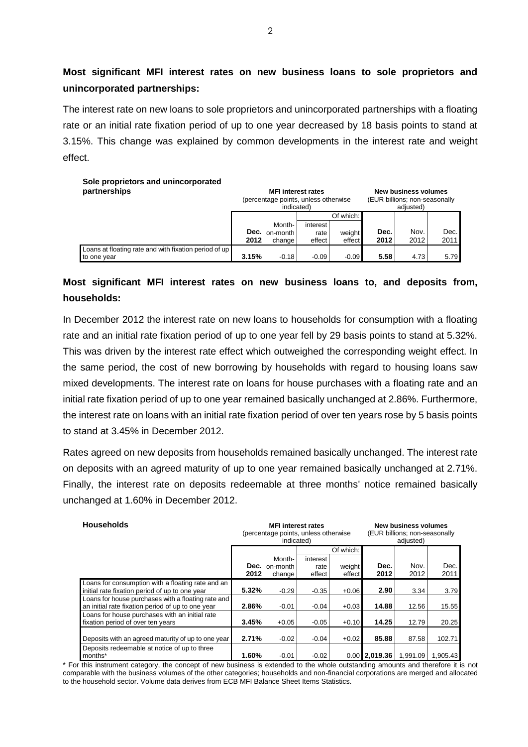**Most significant MFI interest rates on new business loans to sole proprietors and unincorporated partnerships:**

The interest rate on new loans to sole proprietors and unincorporated partnerships with a floating rate or an initial rate fixation period of up to one year decreased by 18 basis points to stand at 3.15%. This change was explained by common developments in the interest rate and weight effect.

| Sole proprietors and unincorporated partnerships | MFI interest rates (percentage points, unless otherwise indicated) | | | | New business volumes (EUR billions; non-seasonally adjusted) | | |
|---|---|---|---|---|---|---|---|
| | | | Of which: | | | | |
| | **Dec. 2012** | Month-on-month change | interest rate effect | weight effect | **Dec. 2012** | Nov. 2012 | Dec. 2011 |
| Loans at floating rate and with fixation period of up to one year | **3.15%** | -0.18 | -0.09 | -0.09 | **5.58** | 4.73 | 5.79 |

**Most significant MFI interest rates on new business loans to, and deposits from, households:**

In December 2012 the interest rate on new loans to households for consumption with a floating rate and an initial rate fixation period of up to one year fell by 29 basis points to stand at 5.32%. This was driven by the interest rate effect which outweighed the corresponding weight effect. In the same period, the cost of new borrowing by households with regard to housing loans saw mixed developments. The interest rate on loans for house purchases with a floating rate and an initial rate fixation period of up to one year remained basically unchanged at 2.86%. Furthermore, the interest rate on loans with an initial rate fixation period of over ten years rose by 5 basis points to stand at 3.45% in December 2012.

Rates agreed on new deposits from households remained basically unchanged. The interest rate on deposits with an agreed maturity of up to one year remained basically unchanged at 2.71%. Finally, the interest rate on deposits redeemable at three months' notice remained basically unchanged at 1.60% in December 2012.

| Households | MFI interest rates (percentage points, unless otherwise indicated) | | | | New business volumes (EUR billions; non-seasonally adjusted) | | |
|---|---|---|---|---|---|---|---|
| | | | Of which: | | | | |
| | **Dec. 2012** | Month-on-month change | interest rate effect | weight effect | **Dec. 2012** | Nov. 2012 | Dec. 2011 |
| Loans for consumption with a floating rate and an initial rate fixation period of up to one year | **5.32%** | -0.29 | -0.35 | +0.06 | **2.90** | 3.34 | 3.79 |
| Loans for house purchases with a floating rate and an initial rate fixation period of up to one year | **2.86%** | -0.01 | -0.04 | +0.03 | **14.88** | 12.56 | 15.55 |
| Loans for house purchases with an initial rate fixation period of over ten years | **3.45%** | +0.05 | -0.05 | +0.10 | **14.25** | 12.79 | 20.25 |
| Deposits with an agreed maturity of up to one year | **2.71%** | -0.02 | -0.04 | +0.02 | **85.88** | 87.58 | 102.71 |
| Deposits redeemable at notice of up to three months* | **1.60%** | -0.01 | -0.02 | 0.00 | **2,019.36** | 1,991.09 | 1,905.43 |

\* For this instrument category, the concept of new business is extended to the whole outstanding amounts and therefore it is not comparable with the business volumes of the other categories; households and non-financial corporations are merged and allocated to the household sector. Volume data derives from ECB MFI Balance Sheet Items Statistics.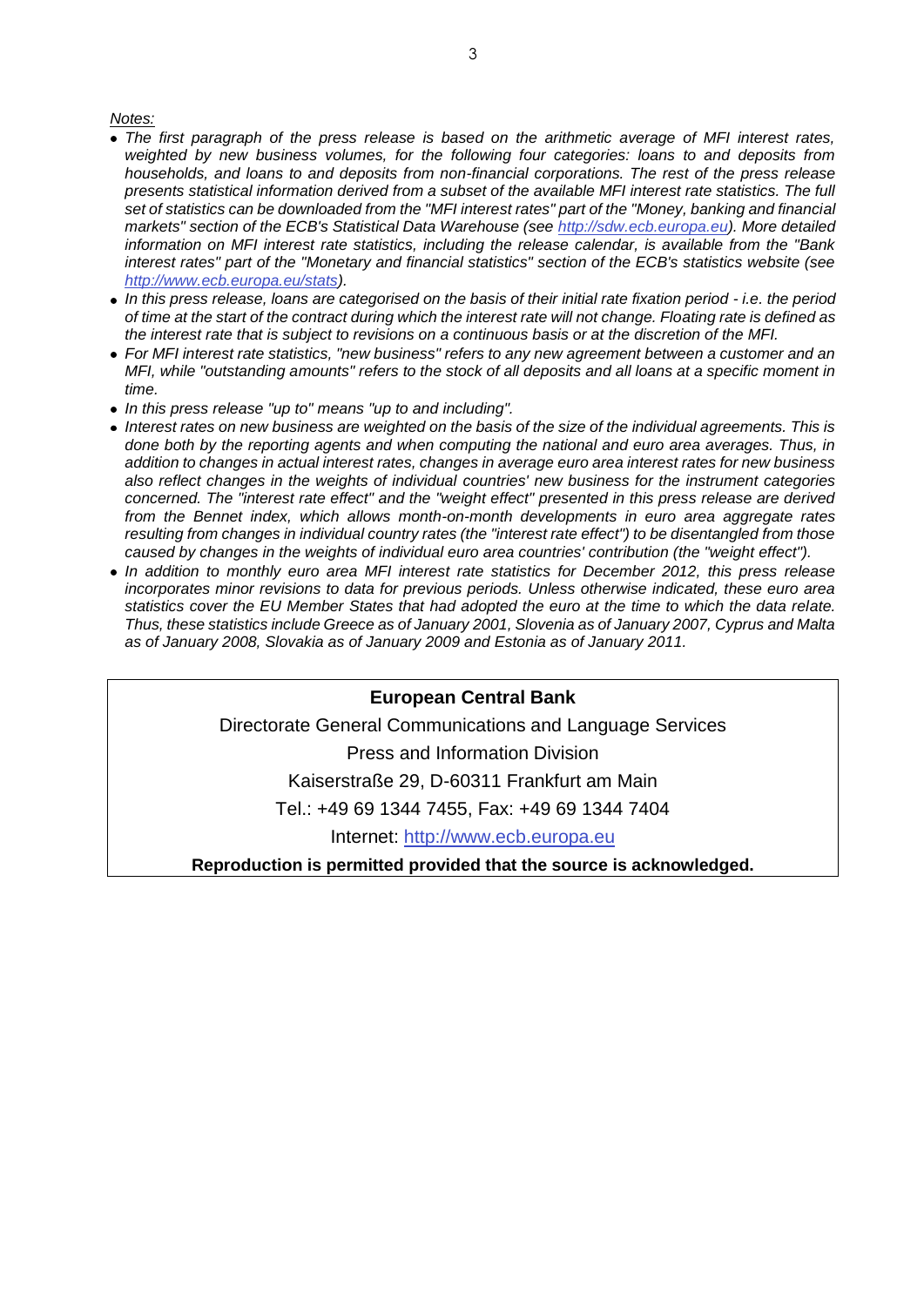*Notes:*

- *The first paragraph of the press release is based on the arithmetic average of MFI interest rates, weighted by new business volumes, for the following four categories: loans to and deposits from households, and loans to and deposits from non-financial corporations. The rest of the press release presents statistical information derived from a subset of the available MFI interest rate statistics. The full set of statistics can be downloaded from the "MFI interest rates" part of the "Money, banking and financial markets" section of the ECB's Statistical Data Warehouse (see [http://sdw.ecb.europa.eu](http://sdw.ecb.europa.eu)). More detailed information on MFI interest rate statistics, including the release calendar, is available from the "Bank interest rates" part of the "Monetary and financial statistics" section of the ECB's statistics website (see [http://www.ecb.europa.eu/stats](http://www.ecb.europa.eu/stats)).*
- *In this press release, loans are categorised on the basis of their initial rate fixation period - i.e. the period of time at the start of the contract during which the interest rate will not change. Floating rate is defined as the interest rate that is subject to revisions on a continuous basis or at the discretion of the MFI.*
- *For MFI interest rate statistics, "new business" refers to any new agreement between a customer and an MFI, while "outstanding amounts" refers to the stock of all deposits and all loans at a specific moment in time.*
- *In this press release "up to" means "up to and including".*
- *Interest rates on new business are weighted on the basis of the size of the individual agreements. This is done both by the reporting agents and when computing the national and euro area averages. Thus, in addition to changes in actual interest rates, changes in average euro area interest rates for new business also reflect changes in the weights of individual countries' new business for the instrument categories concerned. The "interest rate effect" and the "weight effect" presented in this press release are derived from the Bennet index, which allows month-on-month developments in euro area aggregate rates resulting from changes in individual country rates (the "interest rate effect") to be disentangled from those caused by changes in the weights of individual euro area countries' contribution (the "weight effect").*
- *In addition to monthly euro area MFI interest rate statistics for December 2012, this press release incorporates minor revisions to data for previous periods. Unless otherwise indicated, these euro area statistics cover the EU Member States that had adopted the euro at the time to which the data relate. Thus, these statistics include Greece as of January 2001, Slovenia as of January 2007, Cyprus and Malta as of January 2008, Slovakia as of January 2009 and Estonia as of January 2011.*

**European Central Bank**

Directorate General Communications and Language Services

Press and Information Division

Kaiserstraße 29, D-60311 Frankfurt am Main

Tel.: +49 69 1344 7455, Fax: +49 69 1344 7404

Internet: [http://www.ecb.europa.eu](http://www.ecb.europa.eu)

**Reproduction is permitted provided that the source is acknowledged.**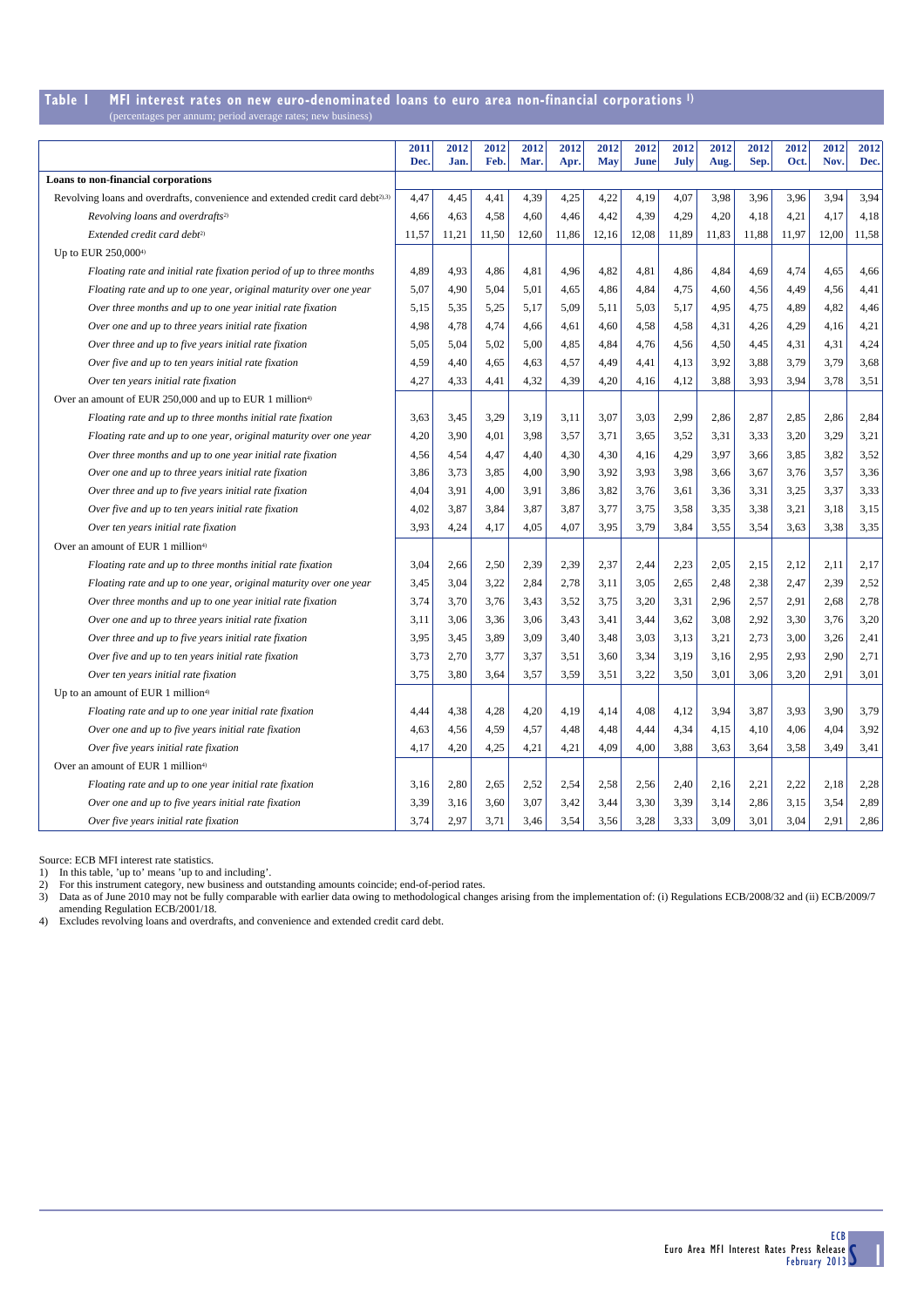## Table 1 MFI interest rates on new euro-denominated loans to euro area non-financial corporations [1]

(percentages per annum; period average rates; new business)

| | 2011 Dec. | 2012 Jan. | 2012 Feb. | 2012 Mar. | 2012 Apr. | 2012 May | 2012 June | 2012 July | 2012 Aug. | 2012 Sep. | 2012 Oct. | 2012 Nov. | 2012 Dec. |
|---|---|---|---|---|---|---|---|---|---|---|---|---|---|
| **Loans to non-financial corporations** | | | | | | | | | | | | | |
| Revolving loans and overdrafts, convenience and extended credit card debt[2),3)] | 4,47 | 4,45 | 4,41 | 4,39 | 4,25 | 4,22 | 4,19 | 4,07 | 3,98 | 3,96 | 3,96 | 3,94 | 3,94 |
| *Revolving loans and overdrafts*[2)] | 4,66 | 4,63 | 4,58 | 4,60 | 4,46 | 4,42 | 4,39 | 4,29 | 4,20 | 4,18 | 4,21 | 4,17 | 4,18 |
| *Extended credit card debt*[2)] | 11,57 | 11,21 | 11,50 | 12,60 | 11,86 | 12,16 | 12,08 | 11,89 | 11,83 | 11,88 | 11,97 | 12,00 | 11,58 |
| Up to EUR 250,000[4)] | | | | | | | | | | | | | |
| *Floating rate and initial rate fixation period of up to three months* | 4,89 | 4,93 | 4,86 | 4,81 | 4,96 | 4,82 | 4,81 | 4,86 | 4,84 | 4,69 | 4,74 | 4,65 | 4,66 |
| *Floating rate and up to one year, original maturity over one year* | 5,07 | 4,90 | 5,04 | 5,01 | 4,65 | 4,86 | 4,84 | 4,75 | 4,60 | 4,56 | 4,49 | 4,56 | 4,41 |
| *Over three months and up to one year initial rate fixation* | 5,15 | 5,35 | 5,25 | 5,17 | 5,09 | 5,11 | 5,03 | 5,17 | 4,95 | 4,75 | 4,89 | 4,82 | 4,46 |
| *Over one and up to three years initial rate fixation* | 4,98 | 4,78 | 4,74 | 4,66 | 4,61 | 4,60 | 4,58 | 4,58 | 4,31 | 4,26 | 4,29 | 4,16 | 4,21 |
| *Over three and up to five years initial rate fixation* | 5,05 | 5,04 | 5,02 | 5,00 | 4,85 | 4,84 | 4,76 | 4,56 | 4,50 | 4,45 | 4,31 | 4,31 | 4,24 |
| *Over five and up to ten years initial rate fixation* | 4,59 | 4,40 | 4,65 | 4,63 | 4,57 | 4,49 | 4,41 | 4,13 | 3,92 | 3,88 | 3,79 | 3,79 | 3,68 |
| *Over ten years initial rate fixation* | 4,27 | 4,33 | 4,41 | 4,32 | 4,39 | 4,20 | 4,16 | 4,12 | 3,88 | 3,93 | 3,94 | 3,78 | 3,51 |
| Over an amount of EUR 250,000 and up to EUR 1 million[4)] | | | | | | | | | | | | | |
| *Floating rate and up to three months initial rate fixation* | 3,63 | 3,45 | 3,29 | 3,19 | 3,11 | 3,07 | 3,03 | 2,99 | 2,86 | 2,87 | 2,85 | 2,86 | 2,84 |
| *Floating rate and up to one year, original maturity over one year* | 4,20 | 3,90 | 4,01 | 3,98 | 3,57 | 3,71 | 3,65 | 3,52 | 3,31 | 3,33 | 3,20 | 3,29 | 3,21 |
| *Over three months and up to one year initial rate fixation* | 4,56 | 4,54 | 4,47 | 4,40 | 4,30 | 4,30 | 4,16 | 4,29 | 3,97 | 3,66 | 3,85 | 3,82 | 3,52 |
| *Over one and up to three years initial rate fixation* | 3,86 | 3,73 | 3,85 | 4,00 | 3,90 | 3,92 | 3,93 | 3,98 | 3,66 | 3,67 | 3,76 | 3,57 | 3,36 |
| *Over three and up to five years initial rate fixation* | 4,04 | 3,91 | 4,00 | 3,91 | 3,86 | 3,82 | 3,76 | 3,61 | 3,36 | 3,31 | 3,25 | 3,37 | 3,33 |
| *Over five and up to ten years initial rate fixation* | 4,02 | 3,87 | 3,84 | 3,87 | 3,87 | 3,77 | 3,75 | 3,58 | 3,35 | 3,38 | 3,21 | 3,18 | 3,15 |
| *Over ten years initial rate fixation* | 3,93 | 4,24 | 4,17 | 4,05 | 4,07 | 3,95 | 3,79 | 3,84 | 3,55 | 3,54 | 3,63 | 3,38 | 3,35 |
| Over an amount of EUR 1 million[4)] | | | | | | | | | | | | | |
| *Floating rate and up to three months initial rate fixation* | 3,04 | 2,66 | 2,50 | 2,39 | 2,39 | 2,37 | 2,44 | 2,23 | 2,05 | 2,15 | 2,12 | 2,11 | 2,17 |
| *Floating rate and up to one year, original maturity over one year* | 3,45 | 3,04 | 3,22 | 2,84 | 2,78 | 3,11 | 3,05 | 2,65 | 2,48 | 2,38 | 2,47 | 2,39 | 2,52 |
| *Over three months and up to one year initial rate fixation* | 3,74 | 3,70 | 3,76 | 3,43 | 3,52 | 3,75 | 3,20 | 3,31 | 2,96 | 2,57 | 2,91 | 2,68 | 2,78 |
| *Over one and up to three years initial rate fixation* | 3,11 | 3,06 | 3,36 | 3,06 | 3,43 | 3,41 | 3,44 | 3,62 | 3,08 | 2,92 | 3,30 | 3,76 | 3,20 |
| *Over three and up to five years initial rate fixation* | 3,95 | 3,45 | 3,89 | 3,09 | 3,40 | 3,48 | 3,03 | 3,13 | 3,21 | 2,73 | 3,00 | 3,26 | 2,41 |
| *Over five and up to ten years initial rate fixation* | 3,73 | 2,70 | 3,77 | 3,37 | 3,51 | 3,60 | 3,34 | 3,19 | 3,16 | 2,95 | 2,93 | 2,90 | 2,71 |
| *Over ten years initial rate fixation* | 3,75 | 3,80 | 3,64 | 3,57 | 3,59 | 3,51 | 3,22 | 3,50 | 3,01 | 3,06 | 3,20 | 2,91 | 3,01 |
| Up to an amount of EUR 1 million[4)] | | | | | | | | | | | | | |
| *Floating rate and up to one year initial rate fixation* | 4,44 | 4,38 | 4,28 | 4,20 | 4,19 | 4,14 | 4,08 | 4,12 | 3,94 | 3,87 | 3,93 | 3,90 | 3,79 |
| *Over one and up to five years initial rate fixation* | 4,63 | 4,56 | 4,59 | 4,57 | 4,48 | 4,48 | 4,44 | 4,34 | 4,15 | 4,10 | 4,06 | 4,04 | 3,92 |
| *Over five years initial rate fixation* | 4,17 | 4,20 | 4,25 | 4,21 | 4,21 | 4,09 | 4,00 | 3,88 | 3,63 | 3,64 | 3,58 | 3,49 | 3,41 |
| Over an amount of EUR 1 million[4)] | | | | | | | | | | | | | |
| *Floating rate and up to one year initial rate fixation* | 3,16 | 2,80 | 2,65 | 2,52 | 2,54 | 2,58 | 2,56 | 2,40 | 2,16 | 2,21 | 2,22 | 2,18 | 2,28 |
| *Over one and up to five years initial rate fixation* | 3,39 | 3,16 | 3,60 | 3,07 | 3,42 | 3,44 | 3,30 | 3,39 | 3,14 | 2,86 | 3,15 | 3,54 | 2,89 |
| *Over five years initial rate fixation* | 3,74 | 2,97 | 3,71 | 3,46 | 3,54 | 3,56 | 3,28 | 3,33 | 3,09 | 3,01 | 3,04 | 2,91 | 2,86 |

Source: ECB MFI interest rate statistics.

1) In this table, 'up to' means 'up to and including'.
2) For this instrument category, new business and outstanding amounts coincide; end-of-period rates.
3) Data as of June 2010 may not be fully comparable with earlier data owing to methodological changes arising from the implementation of: (i) Regulations ECB/2008/32 and (ii) ECB/2009/7 amending Regulation ECB/2001/18.
4) Excludes revolving loans and overdrafts, and convenience and extended credit card debt.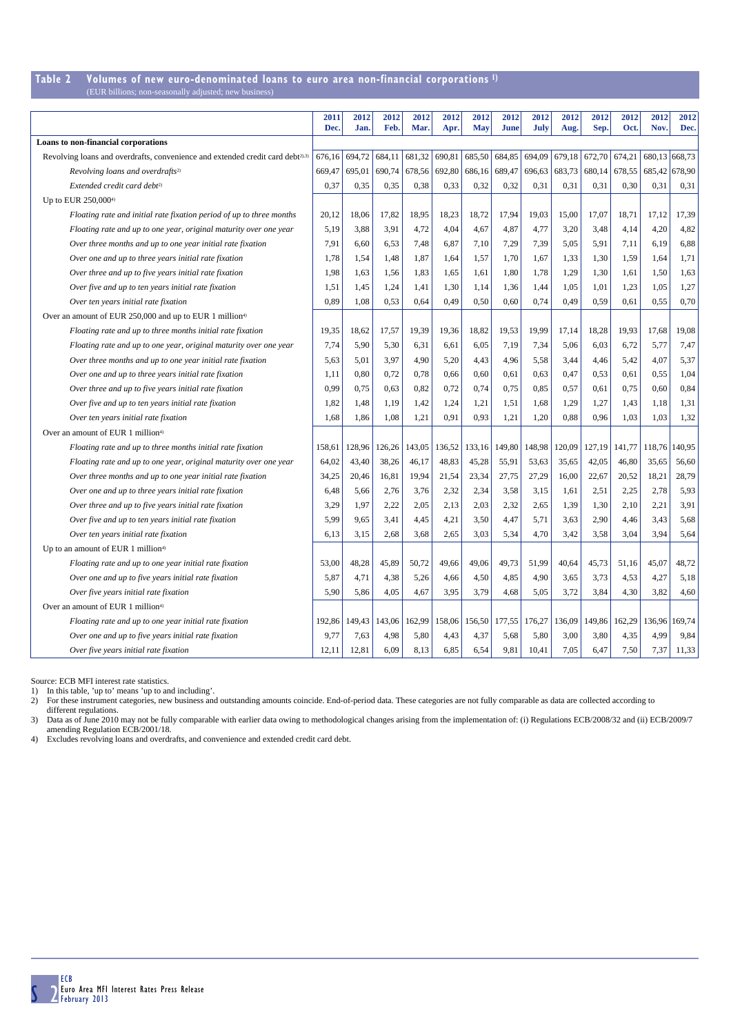## Table 2 Volumes of new euro-denominated loans to euro area non-financial corporations [1]

(EUR billions; non-seasonally adjusted; new business)

| | 2011 Dec. | 2012 Jan. | 2012 Feb. | 2012 Mar. | 2012 Apr. | 2012 May | 2012 June | 2012 July | 2012 Aug. | 2012 Sep. | 2012 Oct. | 2012 Nov. | 2012 Dec. |
|---|---|---|---|---|---|---|---|---|---|---|---|---|---|
| **Loans to non-financial corporations** | | | | | | | | | | | | | |
| Revolving loans and overdrafts, convenience and extended credit card debt[2),3)] | 676,16 | 694,72 | 684,11 | 681,32 | 690,81 | 685,50 | 684,85 | 694,09 | 679,18 | 672,70 | 674,21 | 680,13 | 668,73 |
| *Revolving loans and overdrafts[2)]* | 669,47 | 695,01 | 690,74 | 678,56 | 692,80 | 686,16 | 689,47 | 696,63 | 683,73 | 680,14 | 678,55 | 685,42 | 678,90 |
| *Extended credit card debt[2)]* | 0,37 | 0,35 | 0,35 | 0,38 | 0,33 | 0,32 | 0,32 | 0,31 | 0,31 | 0,31 | 0,30 | 0,31 | 0,31 |
| Up to EUR 250,000[4)] | | | | | | | | | | | | | |
| *Floating rate and initial rate fixation period of up to three months* | 20,12 | 18,06 | 17,82 | 18,95 | 18,23 | 18,72 | 17,94 | 19,03 | 15,00 | 17,07 | 18,71 | 17,12 | 17,39 |
| *Floating rate and up to one year, original maturity over one year* | 5,19 | 3,88 | 3,91 | 4,72 | 4,04 | 4,67 | 4,87 | 4,77 | 3,20 | 3,48 | 4,14 | 4,20 | 4,82 |
| *Over three months and up to one year initial rate fixation* | 7,91 | 6,60 | 6,53 | 7,48 | 6,87 | 7,10 | 7,29 | 7,39 | 5,05 | 5,91 | 7,11 | 6,19 | 6,88 |
| *Over one and up to three years initial rate fixation* | 1,78 | 1,54 | 1,48 | 1,87 | 1,64 | 1,57 | 1,70 | 1,67 | 1,33 | 1,30 | 1,59 | 1,64 | 1,71 |
| *Over three and up to five years initial rate fixation* | 1,98 | 1,63 | 1,56 | 1,83 | 1,65 | 1,61 | 1,80 | 1,78 | 1,29 | 1,30 | 1,61 | 1,50 | 1,63 |
| *Over five and up to ten years initial rate fixation* | 1,51 | 1,45 | 1,24 | 1,41 | 1,30 | 1,14 | 1,36 | 1,44 | 1,05 | 1,01 | 1,23 | 1,05 | 1,27 |
| *Over ten years initial rate fixation* | 0,89 | 1,08 | 0,53 | 0,64 | 0,49 | 0,50 | 0,60 | 0,74 | 0,49 | 0,59 | 0,61 | 0,55 | 0,70 |
| Over an amount of EUR 250,000 and up to EUR 1 million[4)] | | | | | | | | | | | | | |
| *Floating rate and up to three months initial rate fixation* | 19,35 | 18,62 | 17,57 | 19,39 | 19,36 | 18,82 | 19,53 | 19,99 | 17,14 | 18,28 | 19,93 | 17,68 | 19,08 |
| *Floating rate and up to one year, original maturity over one year* | 7,74 | 5,90 | 5,30 | 6,31 | 6,61 | 6,05 | 7,19 | 7,34 | 5,06 | 6,03 | 6,72 | 5,77 | 7,47 |
| *Over three months and up to one year initial rate fixation* | 5,63 | 5,01 | 3,97 | 4,90 | 5,20 | 4,43 | 4,96 | 5,58 | 3,44 | 4,46 | 5,42 | 4,07 | 5,37 |
| *Over one and up to three years initial rate fixation* | 1,11 | 0,80 | 0,72 | 0,78 | 0,66 | 0,60 | 0,61 | 0,63 | 0,47 | 0,53 | 0,61 | 0,55 | 1,04 |
| *Over three and up to five years initial rate fixation* | 0,99 | 0,75 | 0,63 | 0,82 | 0,72 | 0,74 | 0,75 | 0,85 | 0,57 | 0,61 | 0,75 | 0,60 | 0,84 |
| *Over five and up to ten years initial rate fixation* | 1,82 | 1,48 | 1,19 | 1,42 | 1,24 | 1,21 | 1,51 | 1,68 | 1,29 | 1,27 | 1,43 | 1,18 | 1,31 |
| *Over ten years initial rate fixation* | 1,68 | 1,86 | 1,08 | 1,21 | 0,91 | 0,93 | 1,21 | 1,20 | 0,88 | 0,96 | 1,03 | 1,03 | 1,32 |
| Over an amount of EUR 1 million[4)] | | | | | | | | | | | | | |
| *Floating rate and up to three months initial rate fixation* | 158,61 | 128,96 | 126,26 | 143,05 | 136,52 | 133,16 | 149,80 | 148,98 | 120,09 | 127,19 | 141,77 | 118,76 | 140,95 |
| *Floating rate and up to one year, original maturity over one year* | 64,02 | 43,40 | 38,26 | 46,17 | 48,83 | 45,28 | 55,91 | 53,63 | 35,65 | 42,05 | 46,80 | 35,65 | 56,60 |
| *Over three months and up to one year initial rate fixation* | 34,25 | 20,46 | 16,81 | 19,94 | 21,54 | 23,34 | 27,75 | 27,29 | 16,00 | 22,67 | 20,52 | 18,21 | 28,79 |
| *Over one and up to three years initial rate fixation* | 6,48 | 5,66 | 2,76 | 3,76 | 2,32 | 2,34 | 3,58 | 3,15 | 1,61 | 2,51 | 2,25 | 2,78 | 5,93 |
| *Over three and up to five years initial rate fixation* | 3,29 | 1,97 | 2,22 | 2,05 | 2,13 | 2,03 | 2,32 | 2,65 | 1,39 | 1,30 | 2,10 | 2,21 | 3,91 |
| *Over five and up to ten years initial rate fixation* | 5,99 | 9,65 | 3,41 | 4,45 | 4,21 | 3,50 | 4,47 | 5,71 | 3,63 | 2,90 | 4,46 | 3,43 | 5,68 |
| *Over ten years initial rate fixation* | 6,13 | 3,15 | 2,68 | 3,68 | 2,65 | 3,03 | 5,34 | 4,70 | 3,42 | 3,58 | 3,04 | 3,94 | 5,64 |
| Up to an amount of EUR 1 million[4)] | | | | | | | | | | | | | |
| *Floating rate and up to one year initial rate fixation* | 53,00 | 48,28 | 45,89 | 50,72 | 49,66 | 49,06 | 49,73 | 51,99 | 40,64 | 45,73 | 51,16 | 45,07 | 48,72 |
| *Over one and up to five years initial rate fixation* | 5,87 | 4,71 | 4,38 | 5,26 | 4,66 | 4,50 | 4,85 | 4,90 | 3,65 | 3,73 | 4,53 | 4,27 | 5,18 |
| *Over five years initial rate fixation* | 5,90 | 5,86 | 4,05 | 4,67 | 3,95 | 3,79 | 4,68 | 5,05 | 3,72 | 3,84 | 4,30 | 3,82 | 4,60 |
| Over an amount of EUR 1 million[4)] | | | | | | | | | | | | | |
| *Floating rate and up to one year initial rate fixation* | 192,86 | 149,43 | 143,06 | 162,99 | 158,06 | 156,50 | 177,55 | 176,27 | 136,09 | 149,86 | 162,29 | 136,96 | 169,74 |
| *Over one and up to five years initial rate fixation* | 9,77 | 7,63 | 4,98 | 5,80 | 4,43 | 4,37 | 5,68 | 5,80 | 3,00 | 3,80 | 4,35 | 4,99 | 9,84 |
| *Over five years initial rate fixation* | 12,11 | 12,81 | 6,09 | 8,13 | 6,85 | 6,54 | 9,81 | 10,41 | 7,05 | 6,47 | 7,50 | 7,37 | 11,33 |

Source: ECB MFI interest rate statistics.

1) In this table, 'up to' means 'up to and including'.
2) For these instrument categories, new business and outstanding amounts coincide. End-of-period data. These categories are not fully comparable as data are collected according to different regulations.
3) Data as of June 2010 may not be fully comparable with earlier data owing to methodological changes arising from the implementation of: (i) Regulations ECB/2008/32 and (ii) ECB/2009/7 amending Regulation ECB/2001/18.
4) Excludes revolving loans and overdrafts, and convenience and extended credit card debt.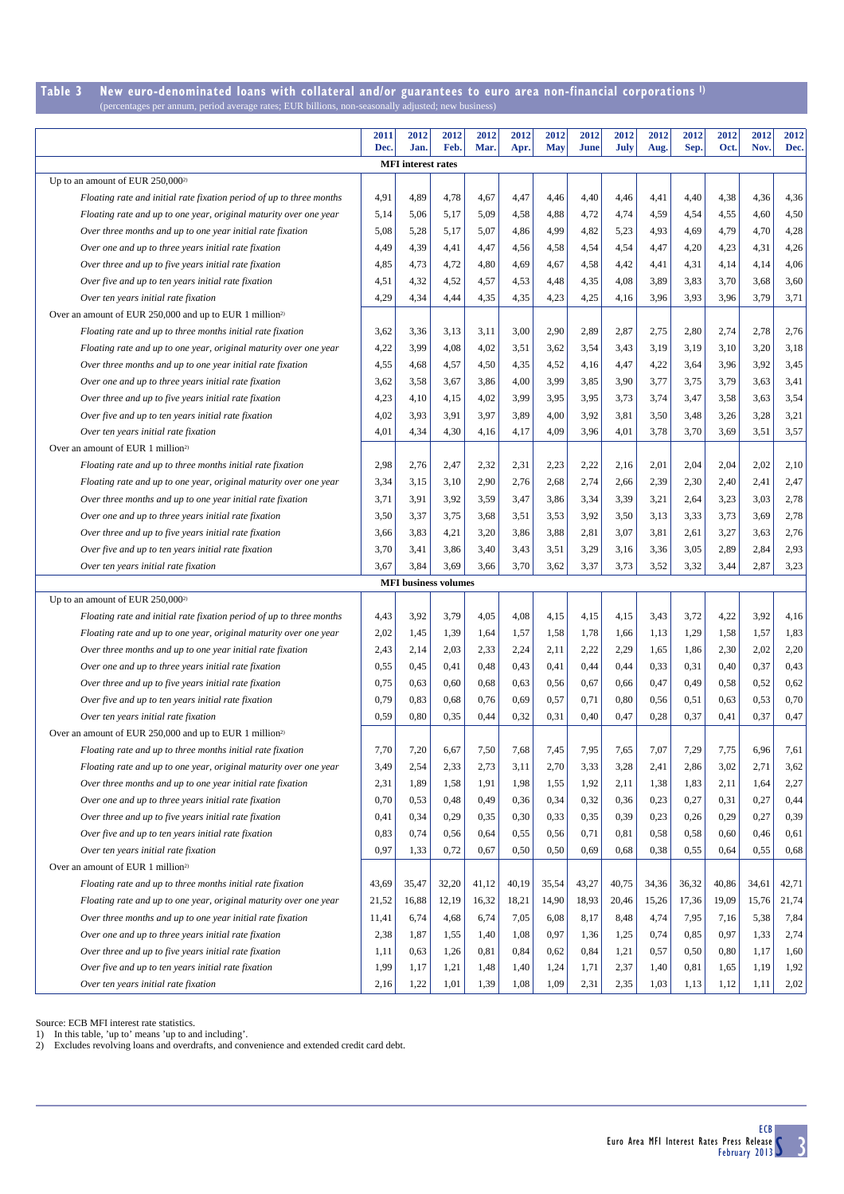## Table 3 New euro-denominated loans with collateral and/or guarantees to euro area non-financial corporations [1]

(percentages per annum, period average rates; EUR billions, non-seasonally adjusted; new business)

| | 2011 Dec. | 2012 Jan. | 2012 Feb. | 2012 Mar. | 2012 Apr. | 2012 May | 2012 June | 2012 July | 2012 Aug. | 2012 Sep. | 2012 Oct. | 2012 Nov. | 2012 Dec. |
|---|---|---|---|---|---|---|---|---|---|---|---|---|---|
| **MFI interest rates** | | | | | | | | | | | | | |
| Up to an amount of EUR 250,000[2] | | | | | | | | | | | | | |
| *Floating rate and initial rate fixation period of up to three months* | 4,91 | 4,89 | 4,78 | 4,67 | 4,47 | 4,46 | 4,40 | 4,46 | 4,41 | 4,40 | 4,38 | 4,36 | 4,36 |
| *Floating rate and up to one year, original maturity over one year* | 5,14 | 5,06 | 5,17 | 5,09 | 4,58 | 4,88 | 4,72 | 4,74 | 4,59 | 4,54 | 4,55 | 4,60 | 4,50 |
| *Over three months and up to one year initial rate fixation* | 5,08 | 5,28 | 5,17 | 5,07 | 4,86 | 4,99 | 4,82 | 5,23 | 4,93 | 4,69 | 4,79 | 4,70 | 4,28 |
| *Over one and up to three years initial rate fixation* | 4,49 | 4,39 | 4,41 | 4,47 | 4,56 | 4,58 | 4,54 | 4,54 | 4,47 | 4,20 | 4,23 | 4,31 | 4,26 |
| *Over three and up to five years initial rate fixation* | 4,85 | 4,73 | 4,72 | 4,80 | 4,69 | 4,67 | 4,58 | 4,42 | 4,41 | 4,31 | 4,14 | 4,14 | 4,06 |
| *Over five and up to ten years initial rate fixation* | 4,51 | 4,32 | 4,52 | 4,57 | 4,53 | 4,48 | 4,35 | 4,08 | 3,89 | 3,83 | 3,70 | 3,68 | 3,60 |
| *Over ten years initial rate fixation* | 4,29 | 4,34 | 4,44 | 4,35 | 4,35 | 4,23 | 4,25 | 4,16 | 3,96 | 3,93 | 3,96 | 3,79 | 3,71 |
| Over an amount of EUR 250,000 and up to EUR 1 million[2] | | | | | | | | | | | | | |
| *Floating rate and up to three months initial rate fixation* | 3,62 | 3,36 | 3,13 | 3,11 | 3,00 | 2,90 | 2,89 | 2,87 | 2,75 | 2,80 | 2,74 | 2,78 | 2,76 |
| *Floating rate and up to one year, original maturity over one year* | 4,22 | 3,99 | 4,08 | 4,02 | 3,51 | 3,62 | 3,54 | 3,43 | 3,19 | 3,19 | 3,10 | 3,20 | 3,18 |
| *Over three months and up to one year initial rate fixation* | 4,55 | 4,68 | 4,57 | 4,50 | 4,35 | 4,52 | 4,16 | 4,47 | 4,22 | 3,64 | 3,96 | 3,92 | 3,45 |
| *Over one and up to three years initial rate fixation* | 3,62 | 3,58 | 3,67 | 3,86 | 4,00 | 3,99 | 3,85 | 3,90 | 3,77 | 3,75 | 3,79 | 3,63 | 3,41 |
| *Over three and up to five years initial rate fixation* | 4,23 | 4,10 | 4,15 | 4,02 | 3,99 | 3,95 | 3,95 | 3,73 | 3,74 | 3,47 | 3,58 | 3,63 | 3,54 |
| *Over five and up to ten years initial rate fixation* | 4,02 | 3,93 | 3,91 | 3,97 | 3,89 | 4,00 | 3,92 | 3,81 | 3,50 | 3,48 | 3,26 | 3,28 | 3,21 |
| *Over ten years initial rate fixation* | 4,01 | 4,34 | 4,30 | 4,16 | 4,17 | 4,09 | 3,96 | 4,01 | 3,78 | 3,70 | 3,69 | 3,51 | 3,57 |
| Over an amount of EUR 1 million[2] | | | | | | | | | | | | | |
| *Floating rate and up to three months initial rate fixation* | 2,98 | 2,76 | 2,47 | 2,32 | 2,31 | 2,23 | 2,22 | 2,16 | 2,01 | 2,04 | 2,04 | 2,02 | 2,10 |
| *Floating rate and up to one year, original maturity over one year* | 3,34 | 3,15 | 3,10 | 2,90 | 2,76 | 2,68 | 2,74 | 2,66 | 2,39 | 2,30 | 2,40 | 2,41 | 2,47 |
| *Over three months and up to one year initial rate fixation* | 3,71 | 3,91 | 3,92 | 3,59 | 3,47 | 3,86 | 3,34 | 3,39 | 3,21 | 2,64 | 3,23 | 3,03 | 2,78 |
| *Over one and up to three years initial rate fixation* | 3,50 | 3,37 | 3,75 | 3,68 | 3,51 | 3,53 | 3,92 | 3,50 | 3,13 | 3,33 | 3,73 | 3,69 | 2,78 |
| *Over three and up to five years initial rate fixation* | 3,66 | 3,83 | 4,21 | 3,20 | 3,86 | 3,88 | 2,81 | 3,07 | 3,81 | 2,61 | 3,27 | 3,63 | 2,76 |
| *Over five and up to ten years initial rate fixation* | 3,70 | 3,41 | 3,86 | 3,40 | 3,43 | 3,51 | 3,29 | 3,16 | 3,36 | 3,05 | 2,89 | 2,84 | 2,93 |
| *Over ten years initial rate fixation* | 3,67 | 3,84 | 3,69 | 3,66 | 3,70 | 3,62 | 3,37 | 3,73 | 3,52 | 3,32 | 3,44 | 2,87 | 3,23 |
| **MFI business volumes** | | | | | | | | | | | | | |
| Up to an amount of EUR 250,000[2] | | | | | | | | | | | | | |
| *Floating rate and initial rate fixation period of up to three months* | 4,43 | 3,92 | 3,79 | 4,05 | 4,08 | 4,15 | 4,15 | 4,15 | 3,43 | 3,72 | 4,22 | 3,92 | 4,16 |
| *Floating rate and up to one year, original maturity over one year* | 2,02 | 1,45 | 1,39 | 1,64 | 1,57 | 1,58 | 1,78 | 1,66 | 1,13 | 1,29 | 1,58 | 1,57 | 1,83 |
| *Over three months and up to one year initial rate fixation* | 2,43 | 2,14 | 2,03 | 2,33 | 2,24 | 2,11 | 2,22 | 2,29 | 1,65 | 1,86 | 2,30 | 2,02 | 2,20 |
| *Over one and up to three years initial rate fixation* | 0,55 | 0,45 | 0,41 | 0,48 | 0,43 | 0,41 | 0,44 | 0,44 | 0,33 | 0,31 | 0,40 | 0,37 | 0,43 |
| *Over three and up to five years initial rate fixation* | 0,75 | 0,63 | 0,60 | 0,68 | 0,63 | 0,56 | 0,67 | 0,66 | 0,47 | 0,49 | 0,58 | 0,52 | 0,62 |
| *Over five and up to ten years initial rate fixation* | 0,79 | 0,83 | 0,68 | 0,76 | 0,69 | 0,57 | 0,71 | 0,80 | 0,56 | 0,51 | 0,63 | 0,53 | 0,70 |
| *Over ten years initial rate fixation* | 0,59 | 0,80 | 0,35 | 0,44 | 0,32 | 0,31 | 0,40 | 0,47 | 0,28 | 0,37 | 0,41 | 0,37 | 0,47 |
| Over an amount of EUR 250,000 and up to EUR 1 million[2] | | | | | | | | | | | | | |
| *Floating rate and up to three months initial rate fixation* | 7,70 | 7,20 | 6,67 | 7,50 | 7,68 | 7,45 | 7,95 | 7,65 | 7,07 | 7,29 | 7,75 | 6,96 | 7,61 |
| *Floating rate and up to one year, original maturity over one year* | 3,49 | 2,54 | 2,33 | 2,73 | 3,11 | 2,70 | 3,33 | 3,28 | 2,41 | 2,86 | 3,02 | 2,71 | 3,62 |
| *Over three months and up to one year initial rate fixation* | 2,31 | 1,89 | 1,58 | 1,91 | 1,98 | 1,55 | 1,92 | 2,11 | 1,38 | 1,83 | 2,11 | 1,64 | 2,27 |
| *Over one and up to three years initial rate fixation* | 0,70 | 0,53 | 0,48 | 0,49 | 0,36 | 0,34 | 0,32 | 0,36 | 0,23 | 0,27 | 0,31 | 0,27 | 0,44 |
| *Over three and up to five years initial rate fixation* | 0,41 | 0,34 | 0,29 | 0,35 | 0,30 | 0,33 | 0,35 | 0,39 | 0,23 | 0,26 | 0,29 | 0,27 | 0,39 |
| *Over five and up to ten years initial rate fixation* | 0,83 | 0,74 | 0,56 | 0,64 | 0,55 | 0,56 | 0,71 | 0,81 | 0,58 | 0,58 | 0,60 | 0,46 | 0,61 |
| *Over ten years initial rate fixation* | 0,97 | 1,33 | 0,72 | 0,67 | 0,50 | 0,50 | 0,69 | 0,68 | 0,38 | 0,55 | 0,64 | 0,55 | 0,68 |
| Over an amount of EUR 1 million[2] | | | | | | | | | | | | | |
| *Floating rate and up to three months initial rate fixation* | 43,69 | 35,47 | 32,20 | 41,12 | 40,19 | 35,54 | 43,27 | 40,75 | 34,36 | 36,32 | 40,86 | 34,61 | 42,71 |
| *Floating rate and up to one year, original maturity over one year* | 21,52 | 16,88 | 12,19 | 16,32 | 18,21 | 14,90 | 18,93 | 20,46 | 15,26 | 17,36 | 19,09 | 15,76 | 21,74 |
| *Over three months and up to one year initial rate fixation* | 11,41 | 6,74 | 4,68 | 6,74 | 7,05 | 6,08 | 8,17 | 8,48 | 4,74 | 7,95 | 7,16 | 5,38 | 7,84 |
| *Over one and up to three years initial rate fixation* | 2,38 | 1,87 | 1,55 | 1,40 | 1,08 | 0,97 | 1,36 | 1,25 | 0,74 | 0,85 | 0,97 | 1,33 | 2,74 |
| *Over three and up to five years initial rate fixation* | 1,11 | 0,63 | 1,26 | 0,81 | 0,84 | 0,62 | 0,84 | 1,21 | 0,57 | 0,50 | 0,80 | 1,17 | 1,60 |
| *Over five and up to ten years initial rate fixation* | 1,99 | 1,17 | 1,21 | 1,48 | 1,40 | 1,24 | 1,71 | 2,37 | 1,40 | 0,81 | 1,65 | 1,19 | 1,92 |
| *Over ten years initial rate fixation* | 2,16 | 1,22 | 1,01 | 1,39 | 1,08 | 1,09 | 2,31 | 2,35 | 1,03 | 1,13 | 1,12 | 1,11 | 2,02 |

Source: ECB MFI interest rate statistics.

1) In this table, 'up to' means 'up to and including'.

2) Excludes revolving loans and overdrafts, and convenience and extended credit card debt.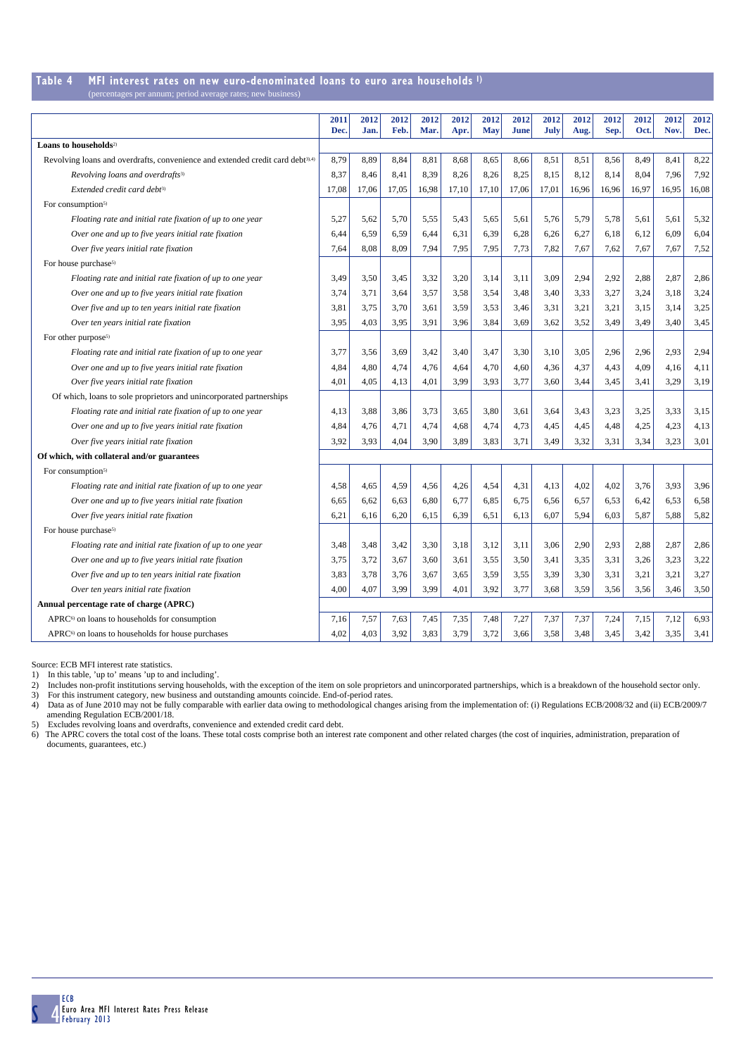## Table 4 MFI interest rates on new euro-denominated loans to euro area households [1)]

(percentages per annum; period average rates; new business)

| | 2011 Dec. | 2012 Jan. | 2012 Feb. | 2012 Mar. | 2012 Apr. | 2012 May | 2012 June | 2012 July | 2012 Aug. | 2012 Sep. | 2012 Oct. | 2012 Nov. | 2012 Dec. |
|---|---|---|---|---|---|---|---|---|---|---|---|---|---|
| **Loans to households**[2)] | | | | | | | | | | | | | |
| Revolving loans and overdrafts, convenience and extended credit card debt[3),4)] | 8,79 | 8,89 | 8,84 | 8,81 | 8,68 | 8,65 | 8,66 | 8,51 | 8,51 | 8,56 | 8,49 | 8,41 | 8,22 |
| *Revolving loans and overdrafts*[3)] | 8,37 | 8,46 | 8,41 | 8,39 | 8,26 | 8,26 | 8,25 | 8,15 | 8,12 | 8,14 | 8,04 | 7,96 | 7,92 |
| *Extended credit card debt*[3)] | 17,08 | 17,06 | 17,05 | 16,98 | 17,10 | 17,10 | 17,06 | 17,01 | 16,96 | 16,96 | 16,97 | 16,95 | 16,08 |
| For consumption[5)] | | | | | | | | | | | | | |
| *Floating rate and initial rate fixation of up to one year* | 5,27 | 5,62 | 5,70 | 5,55 | 5,43 | 5,65 | 5,61 | 5,76 | 5,79 | 5,78 | 5,61 | 5,61 | 5,32 |
| *Over one and up to five years initial rate fixation* | 6,44 | 6,59 | 6,59 | 6,44 | 6,31 | 6,39 | 6,28 | 6,26 | 6,27 | 6,18 | 6,12 | 6,09 | 6,04 |
| *Over five years initial rate fixation* | 7,64 | 8,08 | 8,09 | 7,94 | 7,95 | 7,95 | 7,73 | 7,82 | 7,67 | 7,62 | 7,67 | 7,67 | 7,52 |
| For house purchase[5)] | | | | | | | | | | | | | |
| *Floating rate and initial rate fixation of up to one year* | 3,49 | 3,50 | 3,45 | 3,32 | 3,20 | 3,14 | 3,11 | 3,09 | 2,94 | 2,92 | 2,88 | 2,87 | 2,86 |
| *Over one and up to five years initial rate fixation* | 3,74 | 3,71 | 3,64 | 3,57 | 3,58 | 3,54 | 3,48 | 3,40 | 3,33 | 3,27 | 3,24 | 3,18 | 3,24 |
| *Over five and up to ten years initial rate fixation* | 3,81 | 3,75 | 3,70 | 3,61 | 3,59 | 3,53 | 3,46 | 3,31 | 3,21 | 3,21 | 3,15 | 3,14 | 3,25 |
| *Over ten years initial rate fixation* | 3,95 | 4,03 | 3,95 | 3,91 | 3,96 | 3,84 | 3,69 | 3,62 | 3,52 | 3,49 | 3,49 | 3,40 | 3,45 |
| For other purpose[5)] | | | | | | | | | | | | | |
| *Floating rate and initial rate fixation of up to one year* | 3,77 | 3,56 | 3,69 | 3,42 | 3,40 | 3,47 | 3,30 | 3,10 | 3,05 | 2,96 | 2,96 | 2,93 | 2,94 |
| *Over one and up to five years initial rate fixation* | 4,84 | 4,80 | 4,74 | 4,76 | 4,64 | 4,70 | 4,60 | 4,36 | 4,37 | 4,43 | 4,09 | 4,16 | 4,11 |
| *Over five years initial rate fixation* | 4,01 | 4,05 | 4,13 | 4,01 | 3,99 | 3,93 | 3,77 | 3,60 | 3,44 | 3,45 | 3,41 | 3,29 | 3,19 |
| Of which, loans to sole proprietors and unincorporated partnerships | | | | | | | | | | | | | |
| *Floating rate and initial rate fixation of up to one year* | 4,13 | 3,88 | 3,86 | 3,73 | 3,65 | 3,80 | 3,61 | 3,64 | 3,43 | 3,23 | 3,25 | 3,33 | 3,15 |
| *Over one and up to five years initial rate fixation* | 4,84 | 4,76 | 4,71 | 4,74 | 4,68 | 4,74 | 4,73 | 4,45 | 4,45 | 4,48 | 4,25 | 4,23 | 4,13 |
| *Over five years initial rate fixation* | 3,92 | 3,93 | 4,04 | 3,90 | 3,89 | 3,83 | 3,71 | 3,49 | 3,32 | 3,31 | 3,34 | 3,23 | 3,01 |
| **Of which, with collateral and/or guarantees** | | | | | | | | | | | | | |
| For consumption[5)] | | | | | | | | | | | | | |
| *Floating rate and initial rate fixation of up to one year* | 4,58 | 4,65 | 4,59 | 4,56 | 4,26 | 4,54 | 4,31 | 4,13 | 4,02 | 4,02 | 3,76 | 3,93 | 3,96 |
| *Over one and up to five years initial rate fixation* | 6,65 | 6,62 | 6,63 | 6,80 | 6,77 | 6,85 | 6,75 | 6,56 | 6,57 | 6,53 | 6,42 | 6,53 | 6,58 |
| *Over five years initial rate fixation* | 6,21 | 6,16 | 6,20 | 6,15 | 6,39 | 6,51 | 6,13 | 6,07 | 5,94 | 6,03 | 5,87 | 5,88 | 5,82 |
| For house purchase[5)] | | | | | | | | | | | | | |
| *Floating rate and initial rate fixation of up to one year* | 3,48 | 3,48 | 3,42 | 3,30 | 3,18 | 3,12 | 3,11 | 3,06 | 2,90 | 2,93 | 2,88 | 2,87 | 2,86 |
| *Over one and up to five years initial rate fixation* | 3,75 | 3,72 | 3,67 | 3,60 | 3,61 | 3,55 | 3,50 | 3,41 | 3,35 | 3,31 | 3,26 | 3,23 | 3,22 |
| *Over five and up to ten years initial rate fixation* | 3,83 | 3,78 | 3,76 | 3,67 | 3,65 | 3,59 | 3,55 | 3,39 | 3,30 | 3,31 | 3,21 | 3,21 | 3,27 |
| *Over ten years initial rate fixation* | 4,00 | 4,07 | 3,99 | 3,99 | 4,01 | 3,92 | 3,77 | 3,68 | 3,59 | 3,56 | 3,56 | 3,46 | 3,50 |
| **Annual percentage rate of charge (APRC)** | | | | | | | | | | | | | |
| APRC[6)] on loans to households for consumption | 7,16 | 7,57 | 7,63 | 7,45 | 7,35 | 7,48 | 7,27 | 7,37 | 7,37 | 7,24 | 7,15 | 7,12 | 6,93 |
| APRC[6)] on loans to households for house purchases | 4,02 | 4,03 | 3,92 | 3,83 | 3,79 | 3,72 | 3,66 | 3,58 | 3,48 | 3,45 | 3,42 | 3,35 | 3,41 |

Source: ECB MFI interest rate statistics.

1) In this table, 'up to' means 'up to and including'.
2) Includes non-profit institutions serving households, with the exception of the item on sole proprietors and unincorporated partnerships, which is a breakdown of the household sector only.
3) For this instrument category, new business and outstanding amounts coincide. End-of-period rates.
4) Data as of June 2010 may not be fully comparable with earlier data owing to methodological changes arising from the implementation of: (i) Regulations ECB/2008/32 and (ii) ECB/2009/7 amending Regulation ECB/2001/18.
5) Excludes revolving loans and overdrafts, convenience and extended credit card debt.
6) The APRC covers the total cost of the loans. These total costs comprise both an interest rate component and other related charges (the cost of inquiries, administration, preparation of documents, guarantees, etc.)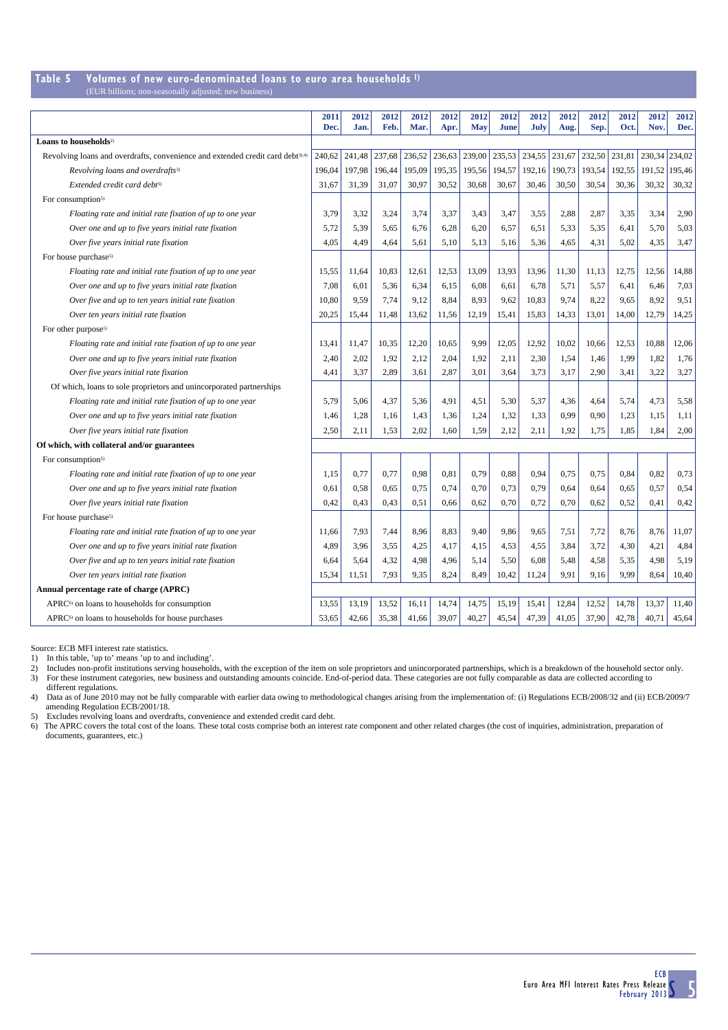## Table 5 Volumes of new euro-denominated loans to euro area households [1)]

(EUR billions; non-seasonally adjusted; new business)

| | 2011 Dec. | 2012 Jan. | 2012 Feb. | 2012 Mar. | 2012 Apr. | 2012 May | 2012 June | 2012 July | 2012 Aug. | 2012 Sep. | 2012 Oct. | 2012 Nov. | 2012 Dec. |
|---|---|---|---|---|---|---|---|---|---|---|---|---|---|
| **Loans to households**[2)] | | | | | | | | | | | | | |
| Revolving loans and overdrafts, convenience and extended credit card debt[3),4)] | 240,62 | 241,48 | 237,68 | 236,52 | 236,63 | 239,00 | 235,53 | 234,55 | 231,67 | 232,50 | 231,81 | 230,34 | 234,02 |
| *Revolving loans and overdrafts*[3)] | 196,04 | 197,98 | 196,44 | 195,09 | 195,35 | 195,56 | 194,57 | 192,16 | 190,73 | 193,54 | 192,55 | 191,52 | 195,46 |
| *Extended credit card debt*[3)] | 31,67 | 31,39 | 31,07 | 30,97 | 30,52 | 30,68 | 30,67 | 30,46 | 30,50 | 30,54 | 30,36 | 30,32 | 30,32 |
| For consumption[5)] | | | | | | | | | | | | | |
| *Floating rate and initial rate fixation of up to one year* | 3,79 | 3,32 | 3,24 | 3,74 | 3,37 | 3,43 | 3,47 | 3,55 | 2,88 | 2,87 | 3,35 | 3,34 | 2,90 |
| *Over one and up to five years initial rate fixation* | 5,72 | 5,39 | 5,65 | 6,76 | 6,28 | 6,20 | 6,57 | 6,51 | 5,33 | 5,35 | 6,41 | 5,70 | 5,03 |
| *Over five years initial rate fixation* | 4,05 | 4,49 | 4,64 | 5,61 | 5,10 | 5,13 | 5,16 | 5,36 | 4,65 | 4,31 | 5,02 | 4,35 | 3,47 |
| For house purchase[5)] | | | | | | | | | | | | | |
| *Floating rate and initial rate fixation of up to one year* | 15,55 | 11,64 | 10,83 | 12,61 | 12,53 | 13,09 | 13,93 | 13,96 | 11,30 | 11,13 | 12,75 | 12,56 | 14,88 |
| *Over one and up to five years initial rate fixation* | 7,08 | 6,01 | 5,36 | 6,34 | 6,15 | 6,08 | 6,61 | 6,78 | 5,71 | 5,57 | 6,41 | 6,46 | 7,03 |
| *Over five and up to ten years initial rate fixation* | 10,80 | 9,59 | 7,74 | 9,12 | 8,84 | 8,93 | 9,62 | 10,83 | 9,74 | 8,22 | 9,65 | 8,92 | 9,51 |
| *Over ten years initial rate fixation* | 20,25 | 15,44 | 11,48 | 13,62 | 11,56 | 12,19 | 15,41 | 15,83 | 14,33 | 13,01 | 14,00 | 12,79 | 14,25 |
| For other purpose[5)] | | | | | | | | | | | | | |
| *Floating rate and initial rate fixation of up to one year* | 13,41 | 11,47 | 10,35 | 12,20 | 10,65 | 9,99 | 12,05 | 12,92 | 10,02 | 10,66 | 12,53 | 10,88 | 12,06 |
| *Over one and up to five years initial rate fixation* | 2,40 | 2,02 | 1,92 | 2,12 | 2,04 | 1,92 | 2,11 | 2,30 | 1,54 | 1,46 | 1,99 | 1,82 | 1,76 |
| *Over five years initial rate fixation* | 4,41 | 3,37 | 2,89 | 3,61 | 2,87 | 3,01 | 3,64 | 3,73 | 3,17 | 2,90 | 3,41 | 3,22 | 3,27 |
| Of which, loans to sole proprietors and unincorporated partnerships | | | | | | | | | | | | | |
| *Floating rate and initial rate fixation of up to one year* | 5,79 | 5,06 | 4,37 | 5,36 | 4,91 | 4,51 | 5,30 | 5,37 | 4,36 | 4,64 | 5,74 | 4,73 | 5,58 |
| *Over one and up to five years initial rate fixation* | 1,46 | 1,28 | 1,16 | 1,43 | 1,36 | 1,24 | 1,32 | 1,33 | 0,99 | 0,90 | 1,23 | 1,15 | 1,11 |
| *Over five years initial rate fixation* | 2,50 | 2,11 | 1,53 | 2,02 | 1,60 | 1,59 | 2,12 | 2,11 | 1,92 | 1,75 | 1,85 | 1,84 | 2,00 |
| **Of which, with collateral and/or guarantees** | | | | | | | | | | | | | |
| For consumption[5)] | | | | | | | | | | | | | |
| *Floating rate and initial rate fixation of up to one year* | 1,15 | 0,77 | 0,77 | 0,98 | 0,81 | 0,79 | 0,88 | 0,94 | 0,75 | 0,75 | 0,84 | 0,82 | 0,73 |
| *Over one and up to five years initial rate fixation* | 0,61 | 0,58 | 0,65 | 0,75 | 0,74 | 0,70 | 0,73 | 0,79 | 0,64 | 0,64 | 0,65 | 0,57 | 0,54 |
| *Over five years initial rate fixation* | 0,42 | 0,43 | 0,43 | 0,51 | 0,66 | 0,62 | 0,70 | 0,72 | 0,70 | 0,62 | 0,52 | 0,41 | 0,42 |
| For house purchase[5)] | | | | | | | | | | | | | |
| *Floating rate and initial rate fixation of up to one year* | 11,66 | 7,93 | 7,44 | 8,96 | 8,83 | 9,40 | 9,86 | 9,65 | 7,51 | 7,72 | 8,76 | 8,76 | 11,07 |
| *Over one and up to five years initial rate fixation* | 4,89 | 3,96 | 3,55 | 4,25 | 4,17 | 4,15 | 4,53 | 4,55 | 3,84 | 3,72 | 4,30 | 4,21 | 4,84 |
| *Over five and up to ten years initial rate fixation* | 6,64 | 5,64 | 4,32 | 4,98 | 4,96 | 5,14 | 5,50 | 6,08 | 5,48 | 4,58 | 5,35 | 4,98 | 5,19 |
| *Over ten years initial rate fixation* | 15,34 | 11,51 | 7,93 | 9,35 | 8,24 | 8,49 | 10,42 | 11,24 | 9,91 | 9,16 | 9,99 | 8,64 | 10,40 |
| **Annual percentage rate of charge (APRC)** | | | | | | | | | | | | | |
| APRC[6)] on loans to households for consumption | 13,55 | 13,19 | 13,52 | 16,11 | 14,74 | 14,75 | 15,19 | 15,41 | 12,84 | 12,52 | 14,78 | 13,37 | 11,40 |
| APRC[6)] on loans to households for house purchases | 53,65 | 42,66 | 35,38 | 41,66 | 39,07 | 40,27 | 45,54 | 47,39 | 41,05 | 37,90 | 42,78 | 40,71 | 45,64 |

Source: ECB MFI interest rate statistics.

1) In this table, 'up to' means 'up to and including'.
2) Includes non-profit institutions serving households, with the exception of the item on sole proprietors and unincorporated partnerships, which is a breakdown of the household sector only.
3) For these instrument categories, new business and outstanding amounts coincide. End-of-period data. These categories are not fully comparable as data are collected according to different regulations.
4) Data as of June 2010 may not be fully comparable with earlier data owing to methodological changes arising from the implementation of: (i) Regulations ECB/2008/32 and (ii) ECB/2009/7 amending Regulation ECB/2001/18.
5) Excludes revolving loans and overdrafts, convenience and extended credit card debt.
6) The APRC covers the total cost of the loans. These total costs comprise both an interest rate component and other related charges (the cost of inquiries, administration, preparation of documents, guarantees, etc.)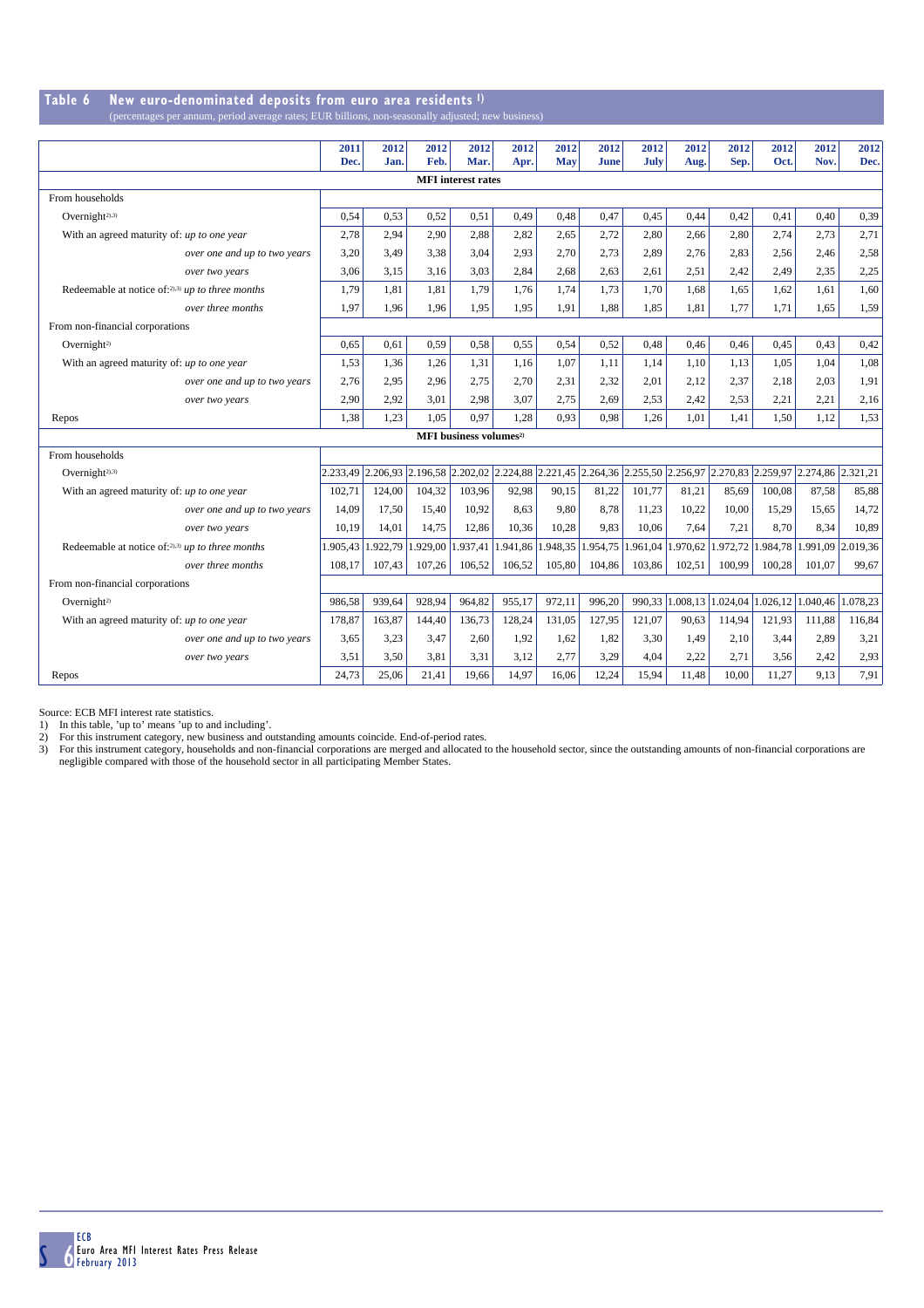## Table 6 New euro-denominated deposits from euro area residents [1]

(percentages per annum, period average rates; EUR billions, non-seasonally adjusted; new business)

| | 2011 Dec. | 2012 Jan. | 2012 Feb. | 2012 Mar. | 2012 Apr. | 2012 May | 2012 June | 2012 July | 2012 Aug. | 2012 Sep. | 2012 Oct. | 2012 Nov. | 2012 Dec. |
|---|---|---|---|---|---|---|---|---|---|---|---|---|---|
| **MFI interest rates** | | | | | | | | | | | | | |
| From households | | | | | | | | | | | | | |
| Overnight[2),3)] | 0,54 | 0,53 | 0,52 | 0,51 | 0,49 | 0,48 | 0,47 | 0,45 | 0,44 | 0,42 | 0,41 | 0,40 | 0,39 |
| With an agreed maturity of: *up to one year* | 2,78 | 2,94 | 2,90 | 2,88 | 2,82 | 2,65 | 2,72 | 2,80 | 2,66 | 2,80 | 2,74 | 2,73 | 2,71 |
| *over one and up to two years* | 3,20 | 3,49 | 3,38 | 3,04 | 2,93 | 2,70 | 2,73 | 2,89 | 2,76 | 2,83 | 2,56 | 2,46 | 2,58 |
| *over two years* | 3,06 | 3,15 | 3,16 | 3,03 | 2,84 | 2,68 | 2,63 | 2,61 | 2,51 | 2,42 | 2,49 | 2,35 | 2,25 |
| Redeemable at notice of:[2),3)] *up to three months* | 1,79 | 1,81 | 1,81 | 1,79 | 1,76 | 1,74 | 1,73 | 1,70 | 1,68 | 1,65 | 1,62 | 1,61 | 1,60 |
| *over three months* | 1,97 | 1,96 | 1,96 | 1,95 | 1,95 | 1,91 | 1,88 | 1,85 | 1,81 | 1,77 | 1,71 | 1,65 | 1,59 |
| From non-financial corporations | | | | | | | | | | | | | |
| Overnight[2)] | 0,65 | 0,61 | 0,59 | 0,58 | 0,55 | 0,54 | 0,52 | 0,48 | 0,46 | 0,46 | 0,45 | 0,43 | 0,42 |
| With an agreed maturity of: *up to one year* | 1,53 | 1,36 | 1,26 | 1,31 | 1,16 | 1,07 | 1,11 | 1,14 | 1,10 | 1,13 | 1,05 | 1,04 | 1,08 |
| *over one and up to two years* | 2,76 | 2,95 | 2,96 | 2,75 | 2,70 | 2,31 | 2,32 | 2,01 | 2,12 | 2,37 | 2,18 | 2,03 | 1,91 |
| *over two years* | 2,90 | 2,92 | 3,01 | 2,98 | 3,07 | 2,75 | 2,69 | 2,53 | 2,42 | 2,53 | 2,21 | 2,21 | 2,16 |
| Repos | 1,38 | 1,23 | 1,05 | 0,97 | 1,28 | 0,93 | 0,98 | 1,26 | 1,01 | 1,41 | 1,50 | 1,12 | 1,53 |
| **MFI business volumes[2)]** | | | | | | | | | | | | | |
| From households | | | | | | | | | | | | | |
| Overnight[2),3)] | 2.233,49 | 2.206,93 | 2.196,58 | 2.202,02 | 2.224,88 | 2.221,45 | 2.264,36 | 2.255,50 | 2.256,97 | 2.270,83 | 2.259,97 | 2.274,86 | 2.321,21 |
| With an agreed maturity of: *up to one year* | 102,71 | 124,00 | 104,32 | 103,96 | 92,98 | 90,15 | 81,22 | 101,77 | 81,21 | 85,69 | 100,08 | 87,58 | 85,88 |
| *over one and up to two years* | 14,09 | 17,50 | 15,40 | 10,92 | 8,63 | 9,80 | 8,78 | 11,23 | 10,22 | 10,00 | 15,29 | 15,65 | 14,72 |
| *over two years* | 10,19 | 14,01 | 14,75 | 12,86 | 10,36 | 10,28 | 9,83 | 10,06 | 7,64 | 7,21 | 8,70 | 8,34 | 10,89 |
| Redeemable at notice of:[2),3)] *up to three months* | 1.905,43 | 1.922,79 | 1.929,00 | 1.937,41 | 1.941,86 | 1.948,35 | 1.954,75 | 1.961,04 | 1.970,62 | 1.972,72 | 1.984,78 | 1.991,09 | 2.019,36 |
| *over three months* | 108,17 | 107,43 | 107,26 | 106,52 | 106,52 | 105,80 | 104,86 | 103,86 | 102,51 | 100,99 | 100,28 | 101,07 | 99,67 |
| From non-financial corporations | | | | | | | | | | | | | |
| Overnight[2)] | 986,58 | 939,64 | 928,94 | 964,82 | 955,17 | 972,11 | 996,20 | 990,33 | 1.008,13 | 1.024,04 | 1.026,12 | 1.040,46 | 1.078,23 |
| With an agreed maturity of: *up to one year* | 178,87 | 163,87 | 144,40 | 136,73 | 128,24 | 131,05 | 127,95 | 121,07 | 90,63 | 114,94 | 121,93 | 111,88 | 116,84 |
| *over one and up to two years* | 3,65 | 3,23 | 3,47 | 2,60 | 1,92 | 1,62 | 1,82 | 3,30 | 1,49 | 2,10 | 3,44 | 2,89 | 3,21 |
| *over two years* | 3,51 | 3,50 | 3,81 | 3,31 | 3,12 | 2,77 | 3,29 | 4,04 | 2,22 | 2,71 | 3,56 | 2,42 | 2,93 |
| Repos | 24,73 | 25,06 | 21,41 | 19,66 | 14,97 | 16,06 | 12,24 | 15,94 | 11,48 | 10,00 | 11,27 | 9,13 | 7,91 |

Source: ECB MFI interest rate statistics.

1) In this table, 'up to' means 'up to and including'.

2) For this instrument category, new business and outstanding amounts coincide. End-of-period rates.

3) For this instrument category, households and non-financial corporations are merged and allocated to the household sector, since the outstanding amounts of non-financial corporations are negligible compared with those of the household sector in all participating Member States.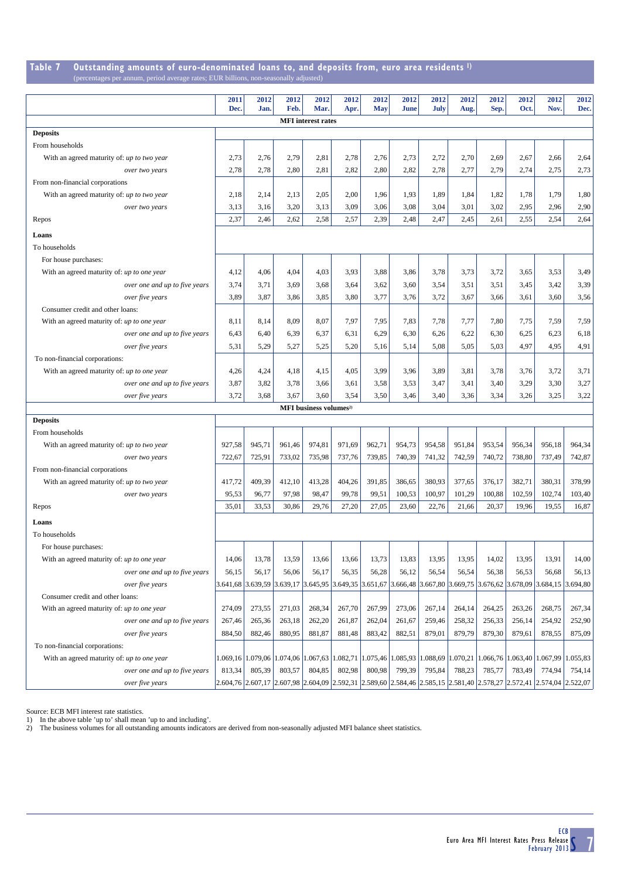## Table 7 Outstanding amounts of euro-denominated loans to, and deposits from, euro area residents [1)]

(percentages per annum, period average rates; EUR billions, non-seasonally adjusted)

| | 2011 Dec. | 2012 Jan. | 2012 Feb. | 2012 Mar. | 2012 Apr. | 2012 May | 2012 June | 2012 July | 2012 Aug. | 2012 Sep. | 2012 Oct. | 2012 Nov. | 2012 Dec. |
|---|---|---|---|---|---|---|---|---|---|---|---|---|---|
| **MFI interest rates** | | | | | | | | | | | | | |
| **Deposits** | | | | | | | | | | | | | |
| From households | | | | | | | | | | | | | |
| With an agreed maturity of: *up to two year* | 2,73 | 2,76 | 2,79 | 2,81 | 2,78 | 2,76 | 2,73 | 2,72 | 2,70 | 2,69 | 2,67 | 2,66 | 2,64 |
| *over two years* | 2,78 | 2,78 | 2,80 | 2,81 | 2,82 | 2,80 | 2,82 | 2,78 | 2,77 | 2,79 | 2,74 | 2,75 | 2,73 |
| From non-financial corporations | | | | | | | | | | | | | |
| With an agreed maturity of: *up to two year* | 2,18 | 2,14 | 2,13 | 2,05 | 2,00 | 1,96 | 1,93 | 1,89 | 1,84 | 1,82 | 1,78 | 1,79 | 1,80 |
| *over two years* | 3,13 | 3,16 | 3,20 | 3,13 | 3,09 | 3,06 | 3,08 | 3,04 | 3,01 | 3,02 | 2,95 | 2,96 | 2,90 |
| Repos | 2,37 | 2,46 | 2,62 | 2,58 | 2,57 | 2,39 | 2,48 | 2,47 | 2,45 | 2,61 | 2,55 | 2,54 | 2,64 |
| **Loans** | | | | | | | | | | | | | |
| To households | | | | | | | | | | | | | |
| For house purchases: | | | | | | | | | | | | | |
| With an agreed maturity of: *up to one year* | 4,12 | 4,06 | 4,04 | 4,03 | 3,93 | 3,88 | 3,86 | 3,78 | 3,73 | 3,72 | 3,65 | 3,53 | 3,49 |
| *over one and up to five years* | 3,74 | 3,71 | 3,69 | 3,68 | 3,64 | 3,62 | 3,60 | 3,54 | 3,51 | 3,51 | 3,45 | 3,42 | 3,39 |
| *over five years* | 3,89 | 3,87 | 3,86 | 3,85 | 3,80 | 3,77 | 3,76 | 3,72 | 3,67 | 3,66 | 3,61 | 3,60 | 3,56 |
| Consumer credit and other loans: | | | | | | | | | | | | | |
| With an agreed maturity of: *up to one year* | 8,11 | 8,14 | 8,09 | 8,07 | 7,97 | 7,95 | 7,83 | 7,78 | 7,77 | 7,80 | 7,75 | 7,59 | 7,59 |
| *over one and up to five years* | 6,43 | 6,40 | 6,39 | 6,37 | 6,31 | 6,29 | 6,30 | 6,26 | 6,22 | 6,30 | 6,25 | 6,23 | 6,18 |
| *over five years* | 5,31 | 5,29 | 5,27 | 5,25 | 5,20 | 5,16 | 5,14 | 5,08 | 5,05 | 5,03 | 4,97 | 4,95 | 4,91 |
| To non-financial corporations: | | | | | | | | | | | | | |
| With an agreed maturity of: *up to one year* | 4,26 | 4,24 | 4,18 | 4,15 | 4,05 | 3,99 | 3,96 | 3,89 | 3,81 | 3,78 | 3,76 | 3,72 | 3,71 |
| *over one and up to five years* | 3,87 | 3,82 | 3,78 | 3,66 | 3,61 | 3,58 | 3,53 | 3,47 | 3,41 | 3,40 | 3,29 | 3,30 | 3,27 |
| *over five years* | 3,72 | 3,68 | 3,67 | 3,60 | 3,54 | 3,50 | 3,46 | 3,40 | 3,36 | 3,34 | 3,26 | 3,25 | 3,22 |
| **MFI business volumes[2)]** | | | | | | | | | | | | | |
| **Deposits** | | | | | | | | | | | | | |
| From households | | | | | | | | | | | | | |
| With an agreed maturity of: *up to two year* | 927,58 | 945,71 | 961,46 | 974,81 | 971,69 | 962,71 | 954,73 | 954,58 | 951,84 | 953,54 | 956,34 | 956,18 | 964,34 |
| *over two years* | 722,67 | 725,91 | 733,02 | 735,98 | 737,76 | 739,85 | 740,39 | 741,32 | 742,59 | 740,72 | 738,80 | 737,49 | 742,87 |
| From non-financial corporations | | | | | | | | | | | | | |
| With an agreed maturity of: *up to two year* | 417,72 | 409,39 | 412,10 | 413,28 | 404,26 | 391,85 | 386,65 | 380,93 | 377,65 | 376,17 | 382,71 | 380,31 | 378,99 |
| *over two years* | 95,53 | 96,77 | 97,98 | 98,47 | 99,78 | 99,51 | 100,53 | 100,97 | 101,29 | 100,88 | 102,59 | 102,74 | 103,40 |
| Repos | 35,01 | 33,53 | 30,86 | 29,76 | 27,20 | 27,05 | 23,60 | 22,76 | 21,66 | 20,37 | 19,96 | 19,55 | 16,87 |
| **Loans** | | | | | | | | | | | | | |
| To households | | | | | | | | | | | | | |
| For house purchases: | | | | | | | | | | | | | |
| With an agreed maturity of: *up to one year* | 14,06 | 13,78 | 13,59 | 13,66 | 13,66 | 13,73 | 13,83 | 13,95 | 13,95 | 14,02 | 13,95 | 13,91 | 14,00 |
| *over one and up to five years* | 56,15 | 56,17 | 56,06 | 56,17 | 56,35 | 56,28 | 56,12 | 56,54 | 56,54 | 56,38 | 56,53 | 56,68 | 56,13 |
| *over five years* | 3.641,68 | 3.639,59 | 3.639,17 | 3.645,95 | 3.649,35 | 3.651,67 | 3.666,48 | 3.667,80 | 3.669,75 | 3.676,62 | 3.678,09 | 3.684,15 | 3.694,80 |
| Consumer credit and other loans: | | | | | | | | | | | | | |
| With an agreed maturity of: *up to one year* | 274,09 | 273,55 | 271,03 | 268,34 | 267,70 | 267,99 | 273,06 | 267,14 | 264,14 | 264,25 | 263,26 | 268,75 | 267,34 |
| *over one and up to five years* | 267,46 | 265,36 | 263,18 | 262,20 | 261,87 | 262,04 | 261,67 | 259,46 | 258,32 | 256,33 | 256,14 | 254,92 | 252,90 |
| *over five years* | 884,50 | 882,46 | 880,95 | 881,87 | 881,48 | 883,42 | 882,51 | 879,01 | 879,79 | 879,30 | 879,61 | 878,55 | 875,09 |
| To non-financial corporations: | | | | | | | | | | | | | |
| With an agreed maturity of: *up to one year* | 1.069,16 | 1.079,06 | 1.074,06 | 1.067,63 | 1.082,71 | 1.075,46 | 1.085,93 | 1.088,69 | 1.070,21 | 1.066,76 | 1.063,40 | 1.067,99 | 1.055,83 |
| *over one and up to five years* | 813,34 | 805,39 | 803,57 | 804,85 | 802,98 | 800,98 | 799,39 | 795,84 | 788,23 | 785,77 | 783,49 | 774,94 | 754,14 |
| *over five years* | 2.604,76 | 2.607,17 | 2.607,98 | 2.604,09 | 2.592,31 | 2.589,60 | 2.584,46 | 2.585,15 | 2.581,40 | 2.578,27 | 2.572,41 | 2.574,04 | 2.522,07 |

Source: ECB MFI interest rate statistics.

1) In the above table 'up to' shall mean 'up to and including'.

2) The business volumes for all outstanding amounts indicators are derived from non-seasonally adjusted MFI balance sheet statistics.